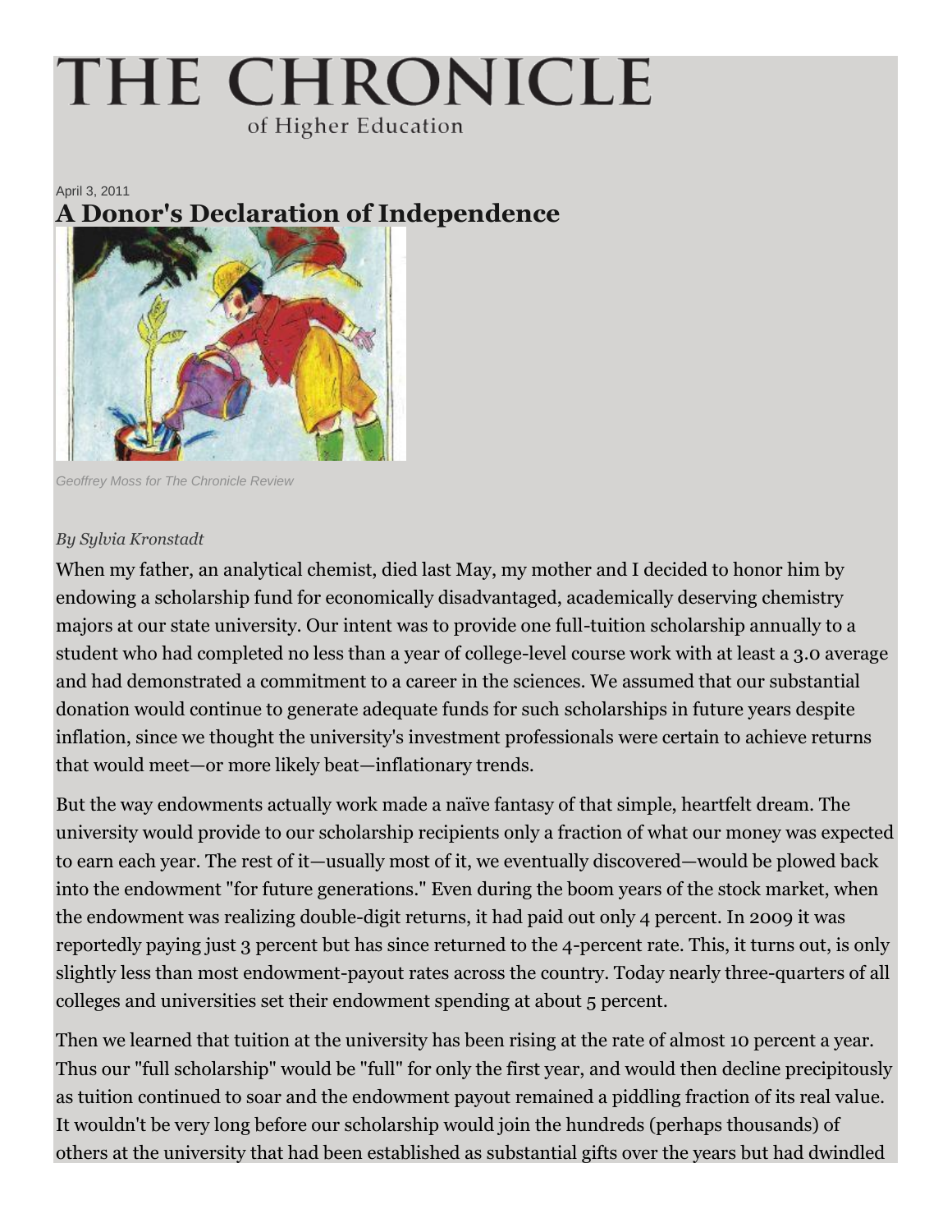# THE CHRONICLE
of Higher Education

April 3, 2011

## A Donor's Declaration of Independence

*Geoffrey Moss for The Chronicle Review*

*By Sylvia Kronstadt*

When my father, an analytical chemist, died last May, my mother and I decided to honor him by endowing a scholarship fund for economically disadvantaged, academically deserving chemistry majors at our state university. Our intent was to provide one full-tuition scholarship annually to a student who had completed no less than a year of college-level course work with at least a 3.0 average and had demonstrated a commitment to a career in the sciences. We assumed that our substantial donation would continue to generate adequate funds for such scholarships in future years despite inflation, since we thought the university's investment professionals were certain to achieve returns that would meet—or more likely beat—inflationary trends.

But the way endowments actually work made a naïve fantasy of that simple, heartfelt dream. The university would provide to our scholarship recipients only a fraction of what our money was expected to earn each year. The rest of it—usually most of it, we eventually discovered—would be plowed back into the endowment "for future generations." Even during the boom years of the stock market, when the endowment was realizing double-digit returns, it had paid out only 4 percent. In 2009 it was reportedly paying just 3 percent but has since returned to the 4-percent rate. This, it turns out, is only slightly less than most endowment-payout rates across the country. Today nearly three-quarters of all colleges and universities set their endowment spending at about 5 percent.

Then we learned that tuition at the university has been rising at the rate of almost 10 percent a year. Thus our "full scholarship" would be "full" for only the first year, and would then decline precipitously as tuition continued to soar and the endowment payout remained a piddling fraction of its real value. It wouldn't be very long before our scholarship would join the hundreds (perhaps thousands) of others at the university that had been established as substantial gifts over the years but had dwindled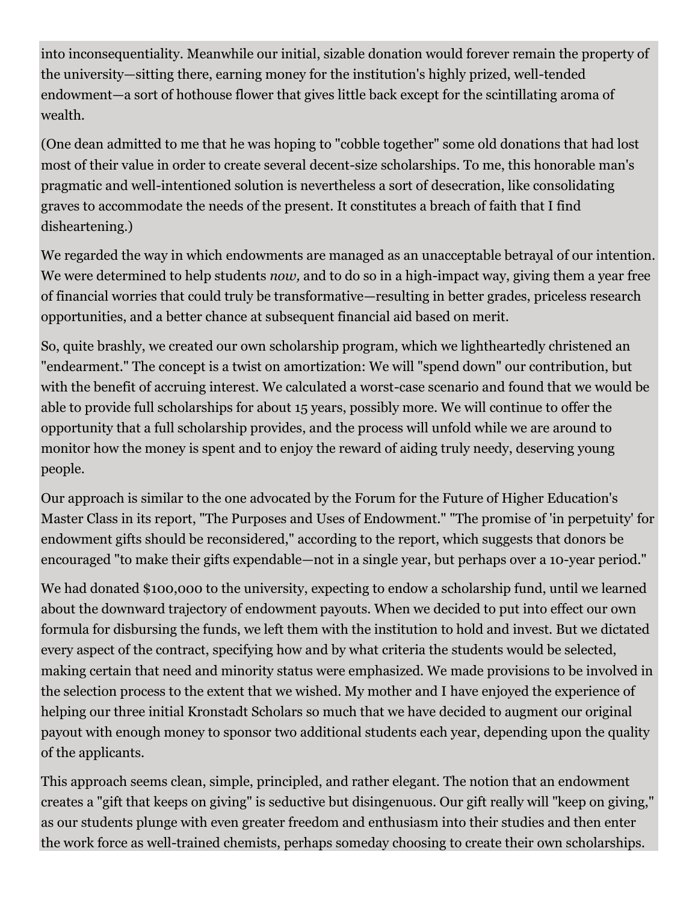into inconsequentiality. Meanwhile our initial, sizable donation would forever remain the property of the university—sitting there, earning money for the institution's highly prized, well-tended endowment—a sort of hothouse flower that gives little back except for the scintillating aroma of wealth.

(One dean admitted to me that he was hoping to "cobble together" some old donations that had lost most of their value in order to create several decent-size scholarships. To me, this honorable man's pragmatic and well-intentioned solution is nevertheless a sort of desecration, like consolidating graves to accommodate the needs of the present. It constitutes a breach of faith that I find disheartening.)

We regarded the way in which endowments are managed as an unacceptable betrayal of our intention. We were determined to help students *now,* and to do so in a high-impact way, giving them a year free of financial worries that could truly be transformative—resulting in better grades, priceless research opportunities, and a better chance at subsequent financial aid based on merit.

So, quite brashly, we created our own scholarship program, which we lightheartedly christened an "endearment." The concept is a twist on amortization: We will "spend down" our contribution, but with the benefit of accruing interest. We calculated a worst-case scenario and found that we would be able to provide full scholarships for about 15 years, possibly more. We will continue to offer the opportunity that a full scholarship provides, and the process will unfold while we are around to monitor how the money is spent and to enjoy the reward of aiding truly needy, deserving young people.

Our approach is similar to the one advocated by the Forum for the Future of Higher Education's Master Class in its report, "The Purposes and Uses of Endowment." "The promise of 'in perpetuity' for endowment gifts should be reconsidered," according to the report, which suggests that donors be encouraged "to make their gifts expendable—not in a single year, but perhaps over a 10-year period."

We had donated $100,000 to the university, expecting to endow a scholarship fund, until we learned about the downward trajectory of endowment payouts. When we decided to put into effect our own formula for disbursing the funds, we left them with the institution to hold and invest. But we dictated every aspect of the contract, specifying how and by what criteria the students would be selected, making certain that need and minority status were emphasized. We made provisions to be involved in the selection process to the extent that we wished. My mother and I have enjoyed the experience of helping our three initial Kronstadt Scholars so much that we have decided to augment our original payout with enough money to sponsor two additional students each year, depending upon the quality of the applicants.

This approach seems clean, simple, principled, and rather elegant. The notion that an endowment creates a "gift that keeps on giving" is seductive but disingenuous. Our gift really will "keep on giving," as our students plunge with even greater freedom and enthusiasm into their studies and then enter the work force as well-trained chemists, perhaps someday choosing to create their own scholarships.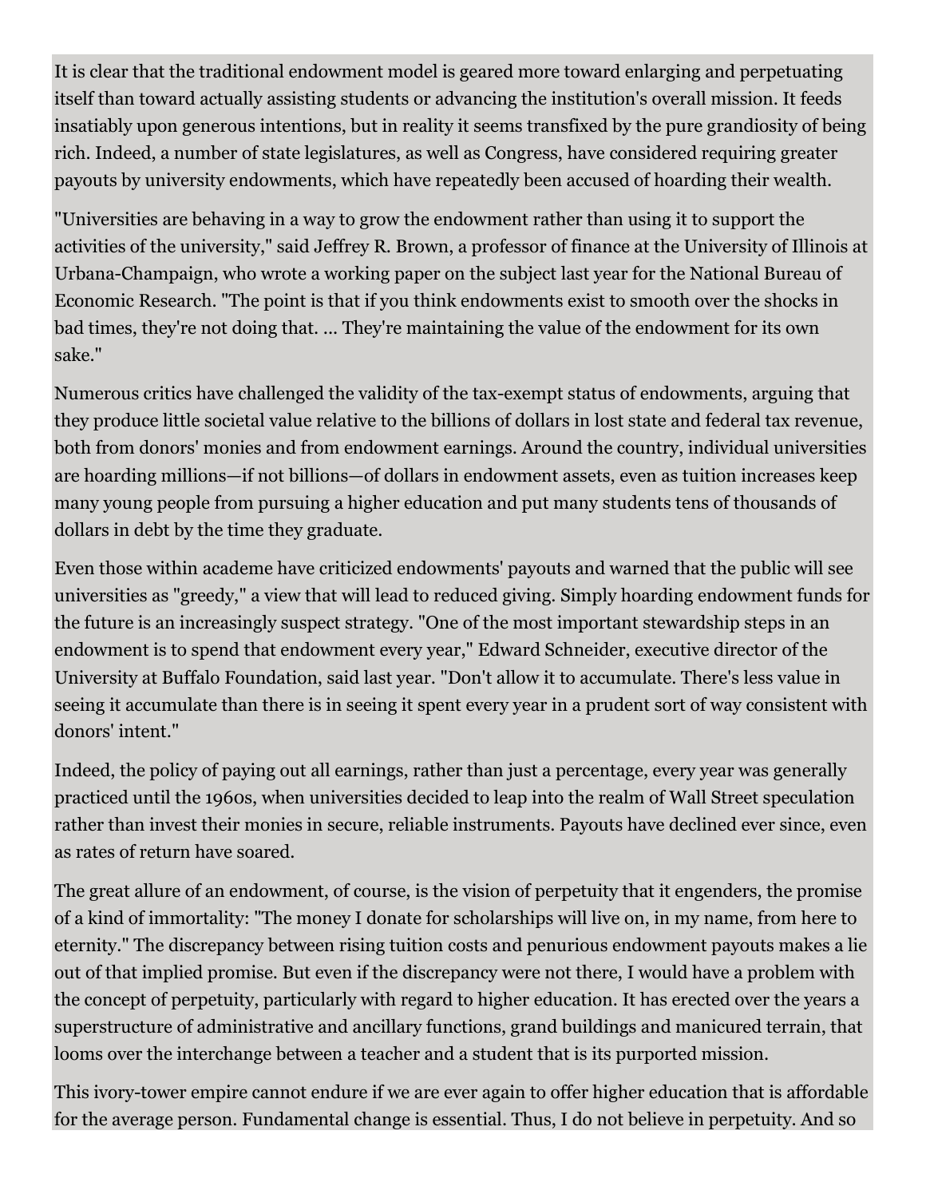It is clear that the traditional endowment model is geared more toward enlarging and perpetuating itself than toward actually assisting students or advancing the institution's overall mission. It feeds insatiably upon generous intentions, but in reality it seems transfixed by the pure grandiosity of being rich. Indeed, a number of state legislatures, as well as Congress, have considered requiring greater payouts by university endowments, which have repeatedly been accused of hoarding their wealth.

"Universities are behaving in a way to grow the endowment rather than using it to support the activities of the university," said Jeffrey R. Brown, a professor of finance at the University of Illinois at Urbana-Champaign, who wrote a working paper on the subject last year for the National Bureau of Economic Research. "The point is that if you think endowments exist to smooth over the shocks in bad times, they're not doing that. ... They're maintaining the value of the endowment for its own sake."

Numerous critics have challenged the validity of the tax-exempt status of endowments, arguing that they produce little societal value relative to the billions of dollars in lost state and federal tax revenue, both from donors' monies and from endowment earnings. Around the country, individual universities are hoarding millions—if not billions—of dollars in endowment assets, even as tuition increases keep many young people from pursuing a higher education and put many students tens of thousands of dollars in debt by the time they graduate.

Even those within academe have criticized endowments' payouts and warned that the public will see universities as "greedy," a view that will lead to reduced giving. Simply hoarding endowment funds for the future is an increasingly suspect strategy. "One of the most important stewardship steps in an endowment is to spend that endowment every year," Edward Schneider, executive director of the University at Buffalo Foundation, said last year. "Don't allow it to accumulate. There's less value in seeing it accumulate than there is in seeing it spent every year in a prudent sort of way consistent with donors' intent."

Indeed, the policy of paying out all earnings, rather than just a percentage, every year was generally practiced until the 1960s, when universities decided to leap into the realm of Wall Street speculation rather than invest their monies in secure, reliable instruments. Payouts have declined ever since, even as rates of return have soared.

The great allure of an endowment, of course, is the vision of perpetuity that it engenders, the promise of a kind of immortality: "The money I donate for scholarships will live on, in my name, from here to eternity." The discrepancy between rising tuition costs and penurious endowment payouts makes a lie out of that implied promise. But even if the discrepancy were not there, I would have a problem with the concept of perpetuity, particularly with regard to higher education. It has erected over the years a superstructure of administrative and ancillary functions, grand buildings and manicured terrain, that looms over the interchange between a teacher and a student that is its purported mission.

This ivory-tower empire cannot endure if we are ever again to offer higher education that is affordable for the average person. Fundamental change is essential. Thus, I do not believe in perpetuity. And so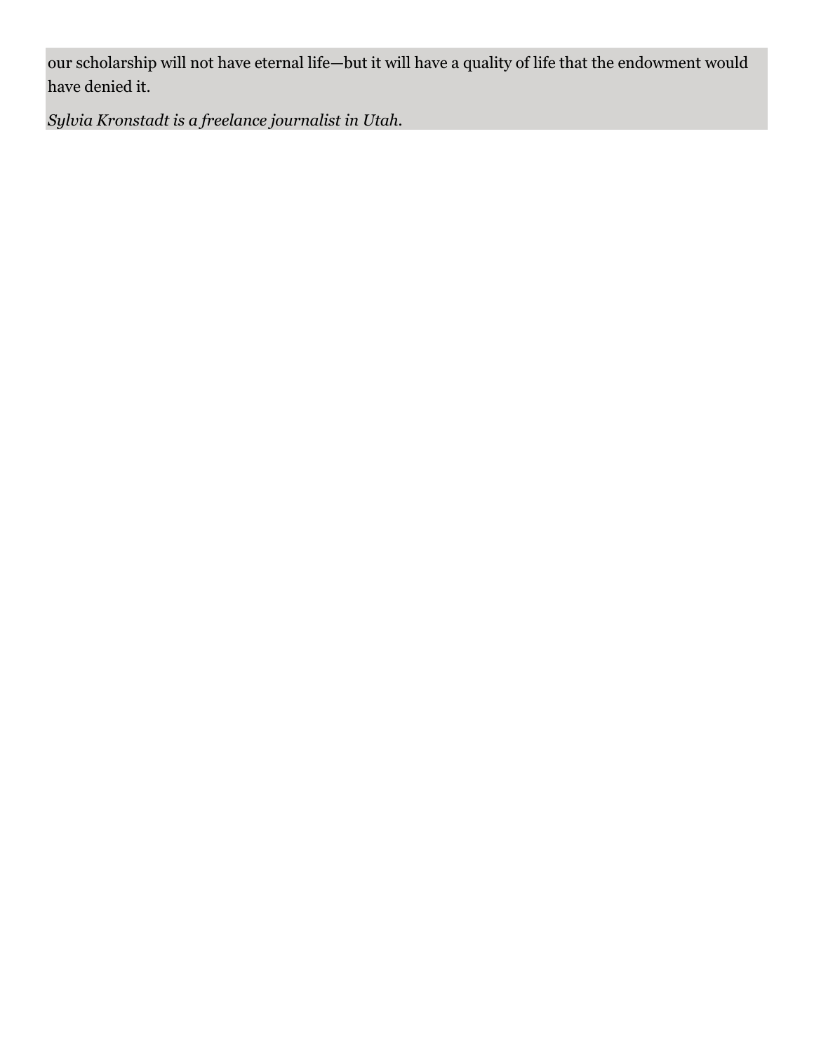our scholarship will not have eternal life—but it will have a quality of life that the endowment would have denied it.

*Sylvia Kronstadt is a freelance journalist in Utah.*